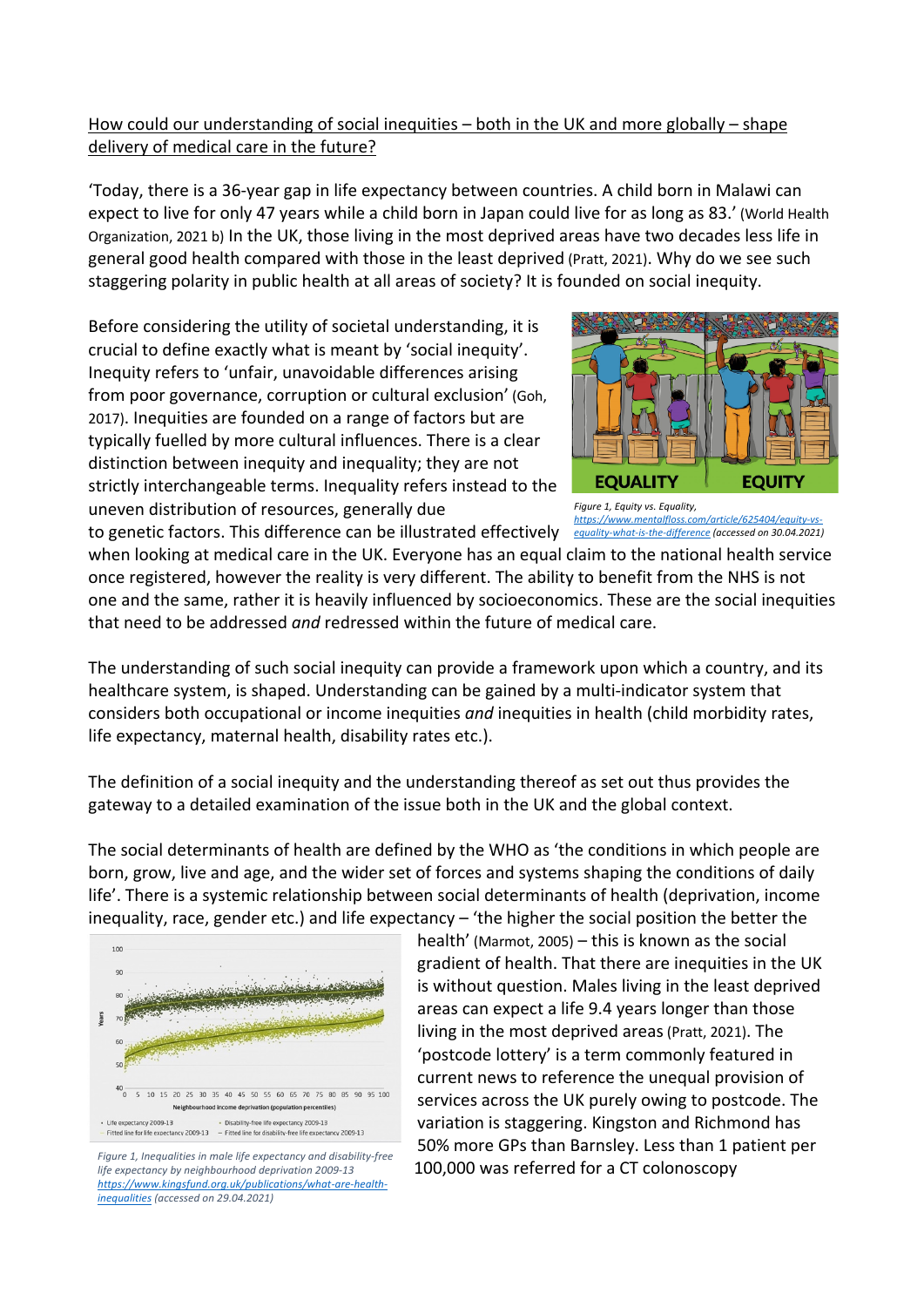<u>How could our understanding of social inequities – both in the UK and more globally – shape delivery of medical care in the future?</u>

'Today, there is a 36-year gap in life expectancy between countries. A child born in Malawi can expect to live for only 47 years while a child born in Japan could live for as long as 83.' (World Health Organization, 2021 b) In the UK, those living in the most deprived areas have two decades less life in general good health compared with those in the least deprived (Pratt, 2021). Why do we see such staggering polarity in public health at all areas of society? It is founded on social inequity.

Before considering the utility of societal understanding, it is crucial to define exactly what is meant by 'social inequity'. Inequity refers to 'unfair, unavoidable differences arising from poor governance, corruption or cultural exclusion' (Goh, 2017). Inequities are founded on a range of factors but are typically fuelled by more cultural influences. There is a clear distinction between inequity and inequality; they are not strictly interchangeable terms. Inequality refers instead to the uneven distribution of resources, generally due to genetic factors. This difference can be illustrated effectively when looking at medical care in the UK. Everyone has an equal claim to the national health service once registered, however the reality is very different. The ability to benefit from the NHS is not one and the same, rather it is heavily influenced by socioeconomics. These are the social inequities that need to be addressed *and* redressed within the future of medical care.

*Figure 1, Equity vs. Equality, https://www.mentalfloss.com/article/625404/equity-vs-equality-what-is-the-difference (accessed on 30.04.2021)*

The understanding of such social inequity can provide a framework upon which a country, and its healthcare system, is shaped. Understanding can be gained by a multi-indicator system that considers both occupational or income inequities *and* inequities in health (child morbidity rates, life expectancy, maternal health, disability rates etc.).

The definition of a social inequity and the understanding thereof as set out thus provides the gateway to a detailed examination of the issue both in the UK and the global context.

The social determinants of health are defined by the WHO as 'the conditions in which people are born, grow, live and age, and the wider set of forces and systems shaping the conditions of daily life'. There is a systemic relationship between social determinants of health (deprivation, income inequality, race, gender etc.) and life expectancy – 'the higher the social position the better the health' (Marmot, 2005) – this is known as the social gradient of health. That there are inequities in the UK is without question. Males living in the least deprived areas can expect a life 9.4 years longer than those living in the most deprived areas (Pratt, 2021). The 'postcode lottery' is a term commonly featured in current news to reference the unequal provision of services across the UK purely owing to postcode. The variation is staggering. Kingston and Richmond has 50% more GPs than Barnsley. Less than 1 patient per 100,000 was referred for a CT colonoscopy

*Figure 1, Inequalities in male life expectancy and disability-free life expectancy by neighbourhood deprivation 2009-13 https://www.kingsfund.org.uk/publications/what-are-health-inequalities (accessed on 29.04.2021)*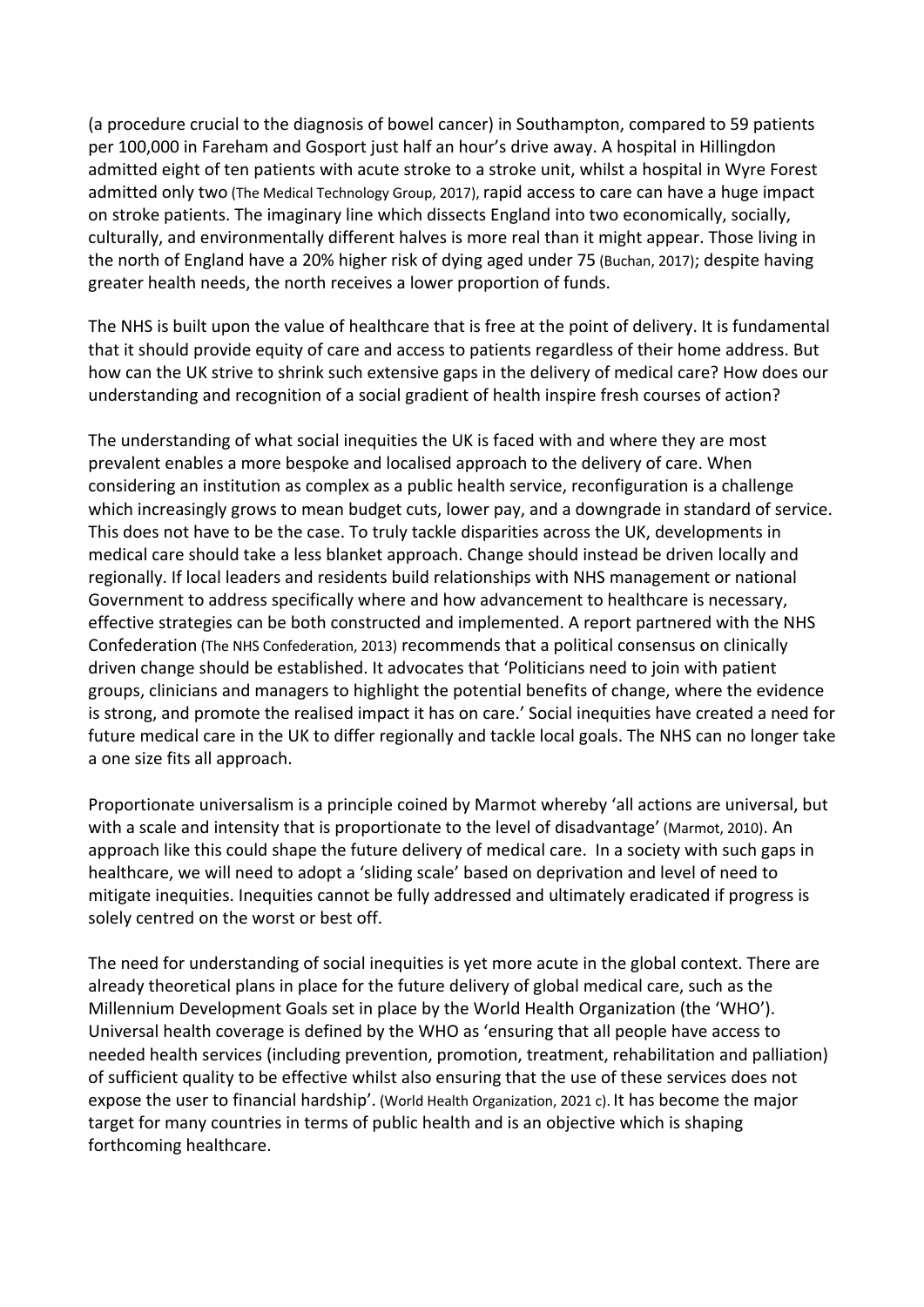(a procedure crucial to the diagnosis of bowel cancer) in Southampton, compared to 59 patients per 100,000 in Fareham and Gosport just half an hour's drive away. A hospital in Hillingdon admitted eight of ten patients with acute stroke to a stroke unit, whilst a hospital in Wyre Forest admitted only two (The Medical Technology Group, 2017), rapid access to care can have a huge impact on stroke patients. The imaginary line which dissects England into two economically, socially, culturally, and environmentally different halves is more real than it might appear. Those living in the north of England have a 20% higher risk of dying aged under 75 (Buchan, 2017); despite having greater health needs, the north receives a lower proportion of funds.

The NHS is built upon the value of healthcare that is free at the point of delivery. It is fundamental that it should provide equity of care and access to patients regardless of their home address. But how can the UK strive to shrink such extensive gaps in the delivery of medical care? How does our understanding and recognition of a social gradient of health inspire fresh courses of action?

The understanding of what social inequities the UK is faced with and where they are most prevalent enables a more bespoke and localised approach to the delivery of care. When considering an institution as complex as a public health service, reconfiguration is a challenge which increasingly grows to mean budget cuts, lower pay, and a downgrade in standard of service. This does not have to be the case. To truly tackle disparities across the UK, developments in medical care should take a less blanket approach. Change should instead be driven locally and regionally. If local leaders and residents build relationships with NHS management or national Government to address specifically where and how advancement to healthcare is necessary, effective strategies can be both constructed and implemented. A report partnered with the NHS Confederation (The NHS Confederation, 2013) recommends that a political consensus on clinically driven change should be established. It advocates that 'Politicians need to join with patient groups, clinicians and managers to highlight the potential benefits of change, where the evidence is strong, and promote the realised impact it has on care.' Social inequities have created a need for future medical care in the UK to differ regionally and tackle local goals. The NHS can no longer take a one size fits all approach.

Proportionate universalism is a principle coined by Marmot whereby 'all actions are universal, but with a scale and intensity that is proportionate to the level of disadvantage' (Marmot, 2010). An approach like this could shape the future delivery of medical care. In a society with such gaps in healthcare, we will need to adopt a 'sliding scale' based on deprivation and level of need to mitigate inequities. Inequities cannot be fully addressed and ultimately eradicated if progress is solely centred on the worst or best off.

The need for understanding of social inequities is yet more acute in the global context. There are already theoretical plans in place for the future delivery of global medical care, such as the Millennium Development Goals set in place by the World Health Organization (the 'WHO'). Universal health coverage is defined by the WHO as 'ensuring that all people have access to needed health services (including prevention, promotion, treatment, rehabilitation and palliation) of sufficient quality to be effective whilst also ensuring that the use of these services does not expose the user to financial hardship'. (World Health Organization, 2021 c). It has become the major target for many countries in terms of public health and is an objective which is shaping forthcoming healthcare.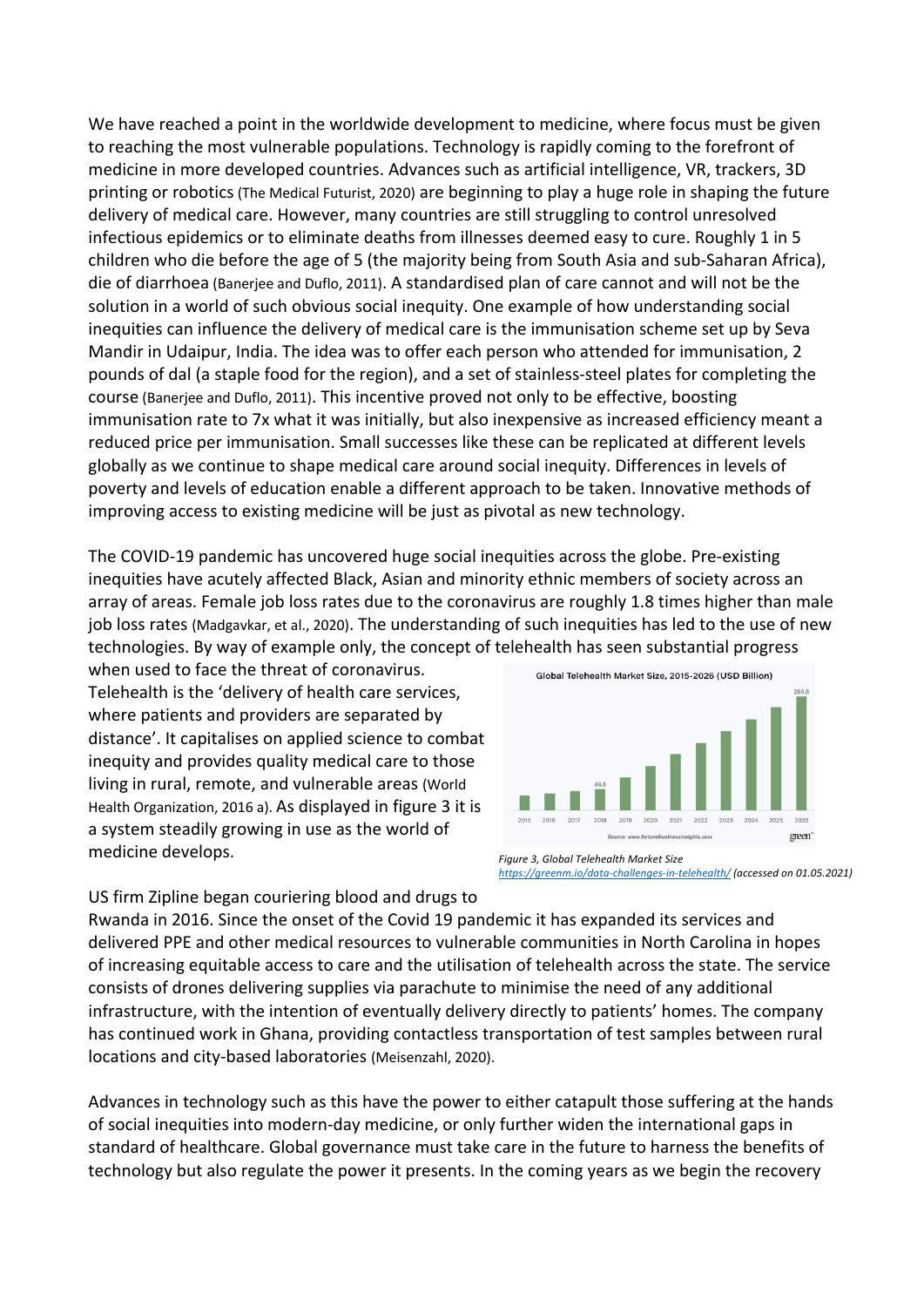We have reached a point in the worldwide development to medicine, where focus must be given to reaching the most vulnerable populations. Technology is rapidly coming to the forefront of medicine in more developed countries. Advances such as artificial intelligence, VR, trackers, 3D printing or robotics (The Medical Futurist, 2020) are beginning to play a huge role in shaping the future delivery of medical care. However, many countries are still struggling to control unresolved infectious epidemics or to eliminate deaths from illnesses deemed easy to cure. Roughly 1 in 5 children who die before the age of 5 (the majority being from South Asia and sub-Saharan Africa), die of diarrhoea (Banerjee and Duflo, 2011). A standardised plan of care cannot and will not be the solution in a world of such obvious social inequity. One example of how understanding social inequities can influence the delivery of medical care is the immunisation scheme set up by Seva Mandir in Udaipur, India. The idea was to offer each person who attended for immunisation, 2 pounds of dal (a staple food for the region), and a set of stainless-steel plates for completing the course (Banerjee and Duflo, 2011). This incentive proved not only to be effective, boosting immunisation rate to 7x what it was initially, but also inexpensive as increased efficiency meant a reduced price per immunisation. Small successes like these can be replicated at different levels globally as we continue to shape medical care around social inequity. Differences in levels of poverty and levels of education enable a different approach to be taken. Innovative methods of improving access to existing medicine will be just as pivotal as new technology.

The COVID-19 pandemic has uncovered huge social inequities across the globe. Pre-existing inequities have acutely affected Black, Asian and minority ethnic members of society across an array of areas. Female job loss rates due to the coronavirus are roughly 1.8 times higher than male job loss rates (Madgavkar, et al., 2020). The understanding of such inequities has led to the use of new technologies. By way of example only, the concept of telehealth has seen substantial progress when used to face the threat of coronavirus. Telehealth is the 'delivery of health care services, where patients and providers are separated by distance'. It capitalises on applied science to combat inequity and provides quality medical care to those living in rural, remote, and vulnerable areas (World Health Organization, 2016 a). As displayed in figure 3 it is a system steadily growing in use as the world of medicine develops.

*Figure 3, Global Telehealth Market Size*
*https://greenm.io/data-challenges-in-telehealth/ (accessed on 01.05.2021)*

US firm Zipline began couriering blood and drugs to Rwanda in 2016. Since the onset of the Covid 19 pandemic it has expanded its services and delivered PPE and other medical resources to vulnerable communities in North Carolina in hopes of increasing equitable access to care and the utilisation of telehealth across the state. The service consists of drones delivering supplies via parachute to minimise the need of any additional infrastructure, with the intention of eventually delivery directly to patients' homes. The company has continued work in Ghana, providing contactless transportation of test samples between rural locations and city-based laboratories (Meisenzahl, 2020).

Advances in technology such as this have the power to either catapult those suffering at the hands of social inequities into modern-day medicine, or only further widen the international gaps in standard of healthcare. Global governance must take care in the future to harness the benefits of technology but also regulate the power it presents. In the coming years as we begin the recovery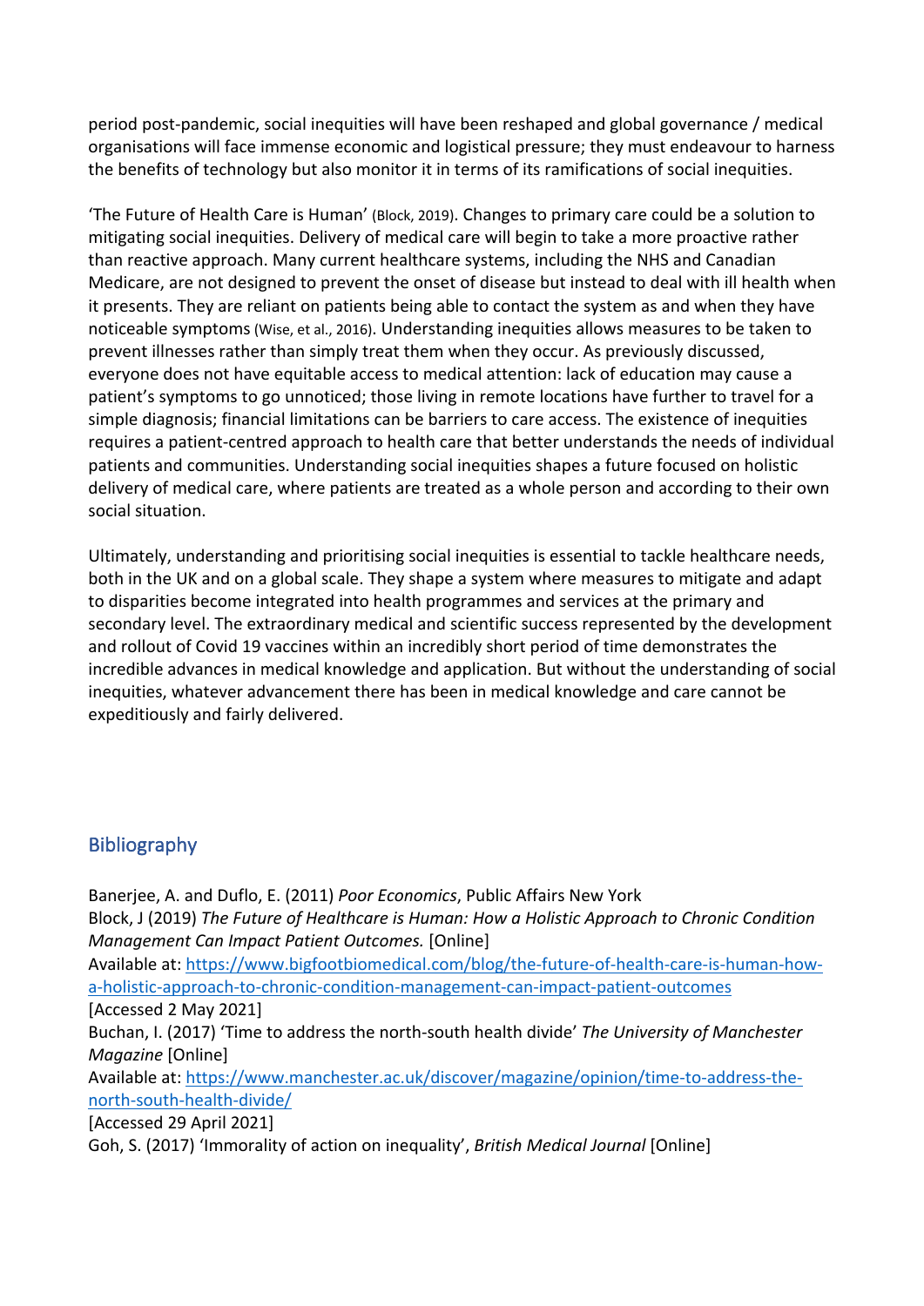period post-pandemic, social inequities will have been reshaped and global governance / medical organisations will face immense economic and logistical pressure; they must endeavour to harness the benefits of technology but also monitor it in terms of its ramifications of social inequities.

'The Future of Health Care is Human' (Block, 2019). Changes to primary care could be a solution to mitigating social inequities. Delivery of medical care will begin to take a more proactive rather than reactive approach. Many current healthcare systems, including the NHS and Canadian Medicare, are not designed to prevent the onset of disease but instead to deal with ill health when it presents. They are reliant on patients being able to contact the system as and when they have noticeable symptoms (Wise, et al., 2016). Understanding inequities allows measures to be taken to prevent illnesses rather than simply treat them when they occur. As previously discussed, everyone does not have equitable access to medical attention: lack of education may cause a patient's symptoms to go unnoticed; those living in remote locations have further to travel for a simple diagnosis; financial limitations can be barriers to care access. The existence of inequities requires a patient-centred approach to health care that better understands the needs of individual patients and communities. Understanding social inequities shapes a future focused on holistic delivery of medical care, where patients are treated as a whole person and according to their own social situation.

Ultimately, understanding and prioritising social inequities is essential to tackle healthcare needs, both in the UK and on a global scale. They shape a system where measures to mitigate and adapt to disparities become integrated into health programmes and services at the primary and secondary level. The extraordinary medical and scientific success represented by the development and rollout of Covid 19 vaccines within an incredibly short period of time demonstrates the incredible advances in medical knowledge and application. But without the understanding of social inequities, whatever advancement there has been in medical knowledge and care cannot be expeditiously and fairly delivered.

## Bibliography

Banerjee, A. and Duflo, E. (2011) *Poor Economics*, Public Affairs New York

Block, J (2019) *The Future of Healthcare is Human: How a Holistic Approach to Chronic Condition Management Can Impact Patient Outcomes.* [Online]
Available at: https://www.bigfootbiomedical.com/blog/the-future-of-health-care-is-human-how-a-holistic-approach-to-chronic-condition-management-can-impact-patient-outcomes
[Accessed 2 May 2021]

Buchan, I. (2017) 'Time to address the north-south health divide' *The University of Manchester Magazine* [Online]
Available at: https://www.manchester.ac.uk/discover/magazine/opinion/time-to-address-the-north-south-health-divide/
[Accessed 29 April 2021]

Goh, S. (2017) 'Immorality of action on inequality', *British Medical Journal* [Online]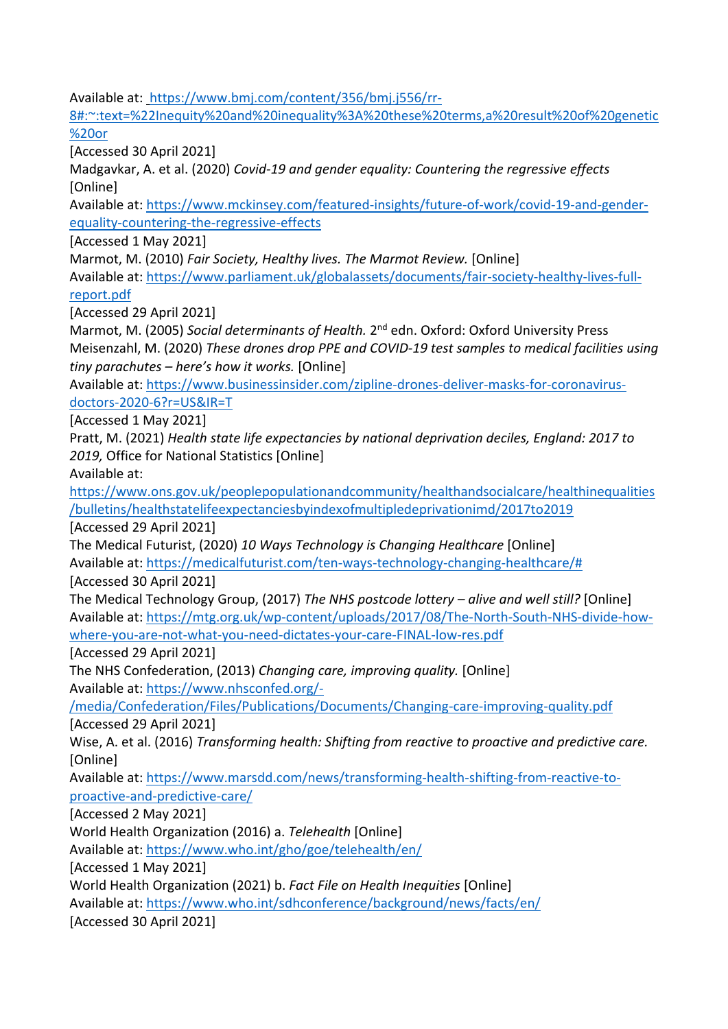Available at: https://www.bmj.com/content/356/bmj.j556/rr-8#:~:text=%22Inequity%20and%20inequality%3A%20these%20terms,a%20result%20of%20genetic%20or

[Accessed 30 April 2021]

Madgavkar, A. et al. (2020) *Covid-19 and gender equality: Countering the regressive effects* [Online]

Available at: https://www.mckinsey.com/featured-insights/future-of-work/covid-19-and-gender-equality-countering-the-regressive-effects

[Accessed 1 May 2021]

Marmot, M. (2010) *Fair Society, Healthy lives. The Marmot Review.* [Online]

Available at: https://www.parliament.uk/globalassets/documents/fair-society-healthy-lives-full-report.pdf

[Accessed 29 April 2021]

Marmot, M. (2005) *Social determinants of Health.* 2nd edn. Oxford: Oxford University Press

Meisenzahl, M. (2020) *These drones drop PPE and COVID-19 test samples to medical facilities using tiny parachutes – here's how it works.* [Online]

Available at: https://www.businessinsider.com/zipline-drones-deliver-masks-for-coronavirus-doctors-2020-6?r=US&IR=T

[Accessed 1 May 2021]

Pratt, M. (2021) *Health state life expectancies by national deprivation deciles, England: 2017 to 2019,* Office for National Statistics [Online]

Available at:

https://www.ons.gov.uk/peoplepopulationandcommunity/healthandsocialcare/healthinequalities/bulletins/healthstatelifeexpectanciesbyindexofmultipledeprivationimd/2017to2019

[Accessed 29 April 2021]

The Medical Futurist, (2020) *10 Ways Technology is Changing Healthcare* [Online]

Available at: https://medicalfuturist.com/ten-ways-technology-changing-healthcare/#

[Accessed 30 April 2021]

The Medical Technology Group, (2017) *The NHS postcode lottery – alive and well still?* [Online]

Available at: https://mtg.org.uk/wp-content/uploads/2017/08/The-North-South-NHS-divide-how-where-you-are-not-what-you-need-dictates-your-care-FINAL-low-res.pdf

[Accessed 29 April 2021]

The NHS Confederation, (2013) *Changing care, improving quality.* [Online]

Available at: https://www.nhsconfed.org/-/media/Confederation/Files/Publications/Documents/Changing-care-improving-quality.pdf

[Accessed 29 April 2021]

Wise, A. et al. (2016) *Transforming health: Shifting from reactive to proactive and predictive care.* [Online]

Available at: https://www.marsdd.com/news/transforming-health-shifting-from-reactive-to-proactive-and-predictive-care/

[Accessed 2 May 2021]

World Health Organization (2016) a. *Telehealth* [Online]

Available at: https://www.who.int/gho/goe/telehealth/en/

[Accessed 1 May 2021]

World Health Organization (2021) b. *Fact File on Health Inequities* [Online]

Available at: https://www.who.int/sdhconference/background/news/facts/en/

[Accessed 30 April 2021]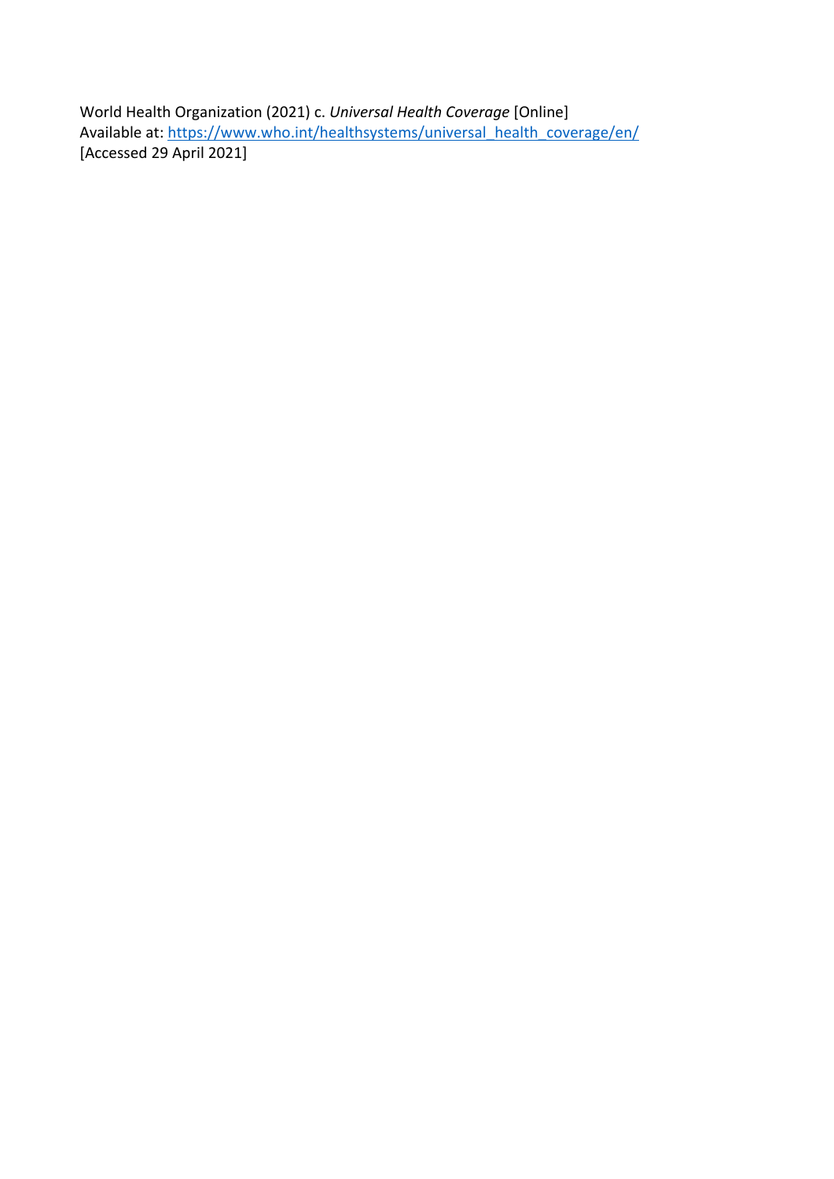World Health Organization (2021) c. *Universal Health Coverage* [Online]
Available at: https://www.who.int/healthsystems/universal_health_coverage/en/
[Accessed 29 April 2021]